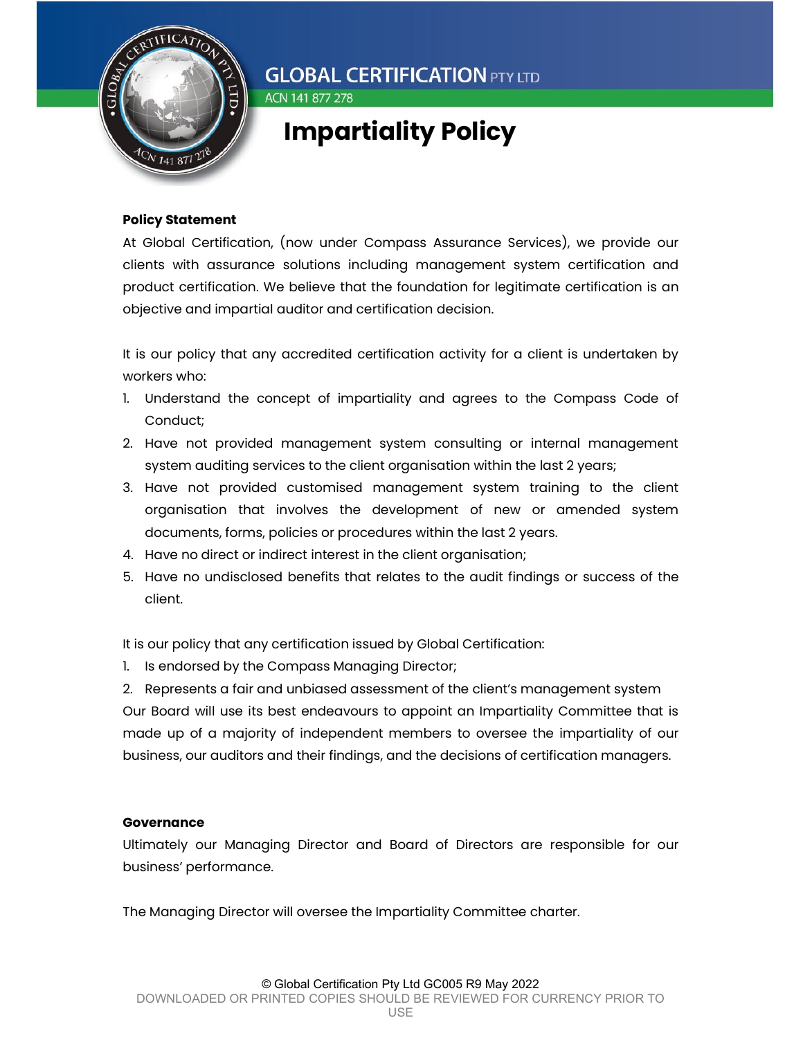# GLOBAL CERTIFICATION PTY LTD

ACN 141 877 278

# Impartiality Policy

**Policy Statement**

At Global Certification, (now under Compass Assurance Services), we provide our clients with assurance solutions including management system certification and product certification. We believe that the foundation for legitimate certification is an objective and impartial auditor and certification decision.

It is our policy that any accredited certification activity for a client is undertaken by workers who:

1. Understand the concept of impartiality and agrees to the Compass Code of Conduct;
2. Have not provided management system consulting or internal management system auditing services to the client organisation within the last 2 years;
3. Have not provided customised management system training to the client organisation that involves the development of new or amended system documents, forms, policies or procedures within the last 2 years.
4. Have no direct or indirect interest in the client organisation;
5. Have no undisclosed benefits that relates to the audit findings or success of the client.

It is our policy that any certification issued by Global Certification:

1. Is endorsed by the Compass Managing Director;
2. Represents a fair and unbiased assessment of the client's management system

Our Board will use its best endeavours to appoint an Impartiality Committee that is made up of a majority of independent members to oversee the impartiality of our business, our auditors and their findings, and the decisions of certification managers.

**Governance**

Ultimately our Managing Director and Board of Directors are responsible for our business' performance.

The Managing Director will oversee the Impartiality Committee charter.

© Global Certification Pty Ltd GC005 R9 May 2022

DOWNLOADED OR PRINTED COPIES SHOULD BE REVIEWED FOR CURRENCY PRIOR TO USE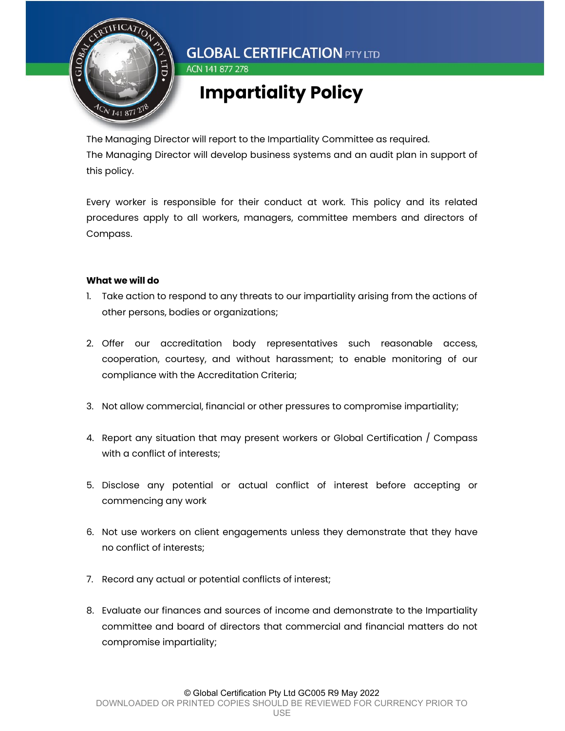The Managing Director will report to the Impartiality Committee as required.
The Managing Director will develop business systems and an audit plan in support of this policy.

Every worker is responsible for their conduct at work. This policy and its related procedures apply to all workers, managers, committee members and directors of Compass.

**What we will do**

1. Take action to respond to any threats to our impartiality arising from the actions of other persons, bodies or organizations;

2. Offer our accreditation body representatives such reasonable access, cooperation, courtesy, and without harassment; to enable monitoring of our compliance with the Accreditation Criteria;

3. Not allow commercial, financial or other pressures to compromise impartiality;

4. Report any situation that may present workers or Global Certification / Compass with a conflict of interests;

5. Disclose any potential or actual conflict of interest before accepting or commencing any work

6. Not use workers on client engagements unless they demonstrate that they have no conflict of interests;

7. Record any actual or potential conflicts of interest;

8. Evaluate our finances and sources of income and demonstrate to the Impartiality committee and board of directors that commercial and financial matters do not compromise impartiality;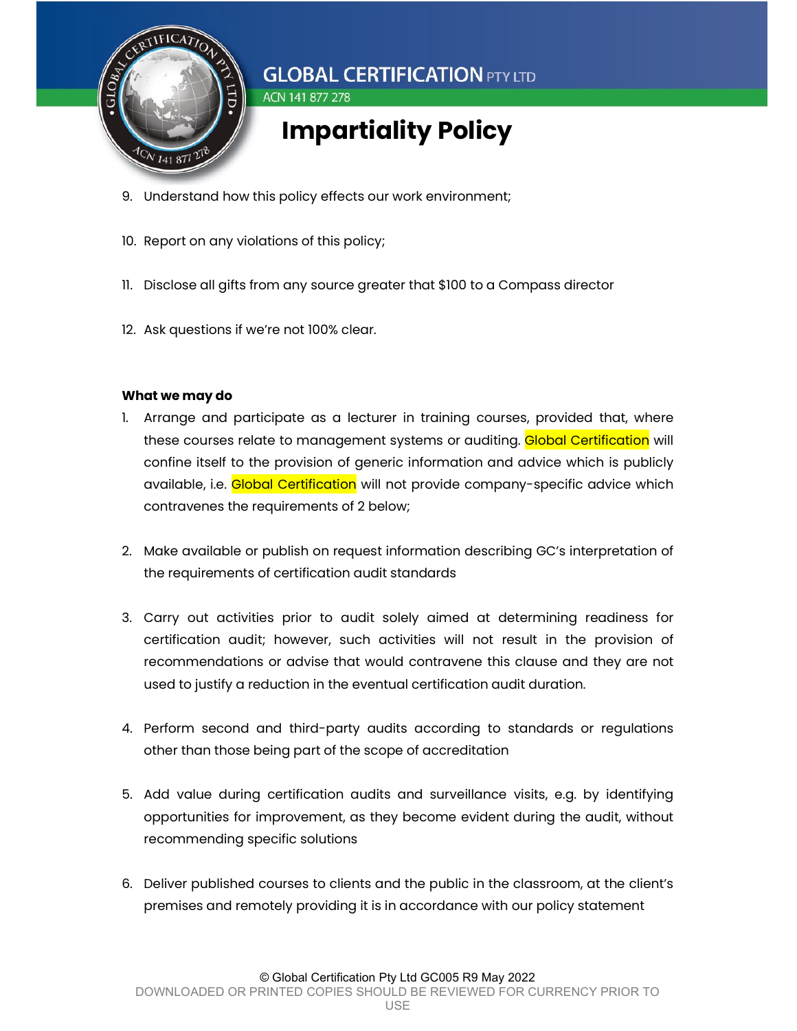9. Understand how this policy effects our work environment;

10. Report on any violations of this policy;

11. Disclose all gifts from any source greater that $100 to a Compass director

12. Ask questions if we're not 100% clear.

**What we may do**

1. Arrange and participate as a lecturer in training courses, provided that, where these courses relate to management systems or auditing. Global Certification will confine itself to the provision of generic information and advice which is publicly available, i.e. Global Certification will not provide company-specific advice which contravenes the requirements of 2 below;

2. Make available or publish on request information describing GC's interpretation of the requirements of certification audit standards

3. Carry out activities prior to audit solely aimed at determining readiness for certification audit; however, such activities will not result in the provision of recommendations or advise that would contravene this clause and they are not used to justify a reduction in the eventual certification audit duration.

4. Perform second and third-party audits according to standards or regulations other than those being part of the scope of accreditation

5. Add value during certification audits and surveillance visits, e.g. by identifying opportunities for improvement, as they become evident during the audit, without recommending specific solutions

6. Deliver published courses to clients and the public in the classroom, at the client's premises and remotely providing it is in accordance with our policy statement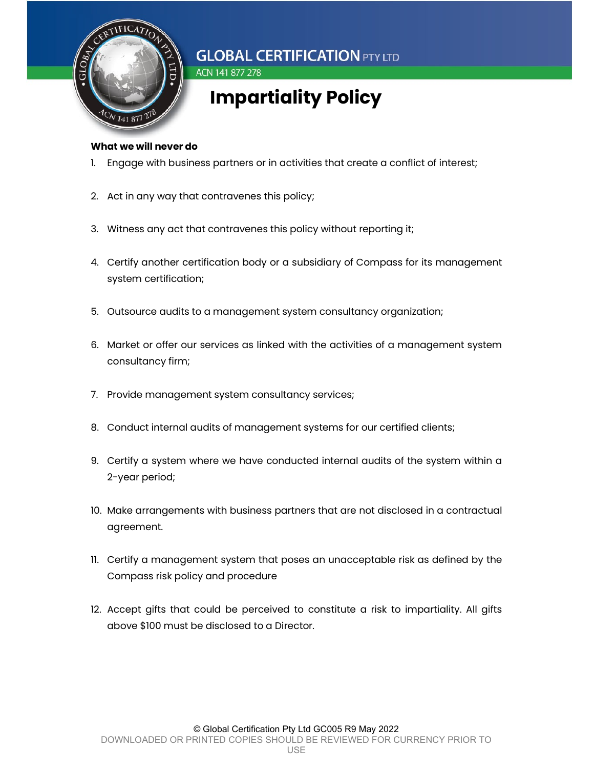# Impartiality Policy

**What we will never do**

1. Engage with business partners or in activities that create a conflict of interest;
2. Act in any way that contravenes this policy;
3. Witness any act that contravenes this policy without reporting it;
4. Certify another certification body or a subsidiary of Compass for its management system certification;
5. Outsource audits to a management system consultancy organization;
6. Market or offer our services as linked with the activities of a management system consultancy firm;
7. Provide management system consultancy services;
8. Conduct internal audits of management systems for our certified clients;
9. Certify a system where we have conducted internal audits of the system within a 2-year period;
10. Make arrangements with business partners that are not disclosed in a contractual agreement.
11. Certify a management system that poses an unacceptable risk as defined by the Compass risk policy and procedure
12. Accept gifts that could be perceived to constitute a risk to impartiality. All gifts above $100 must be disclosed to a Director.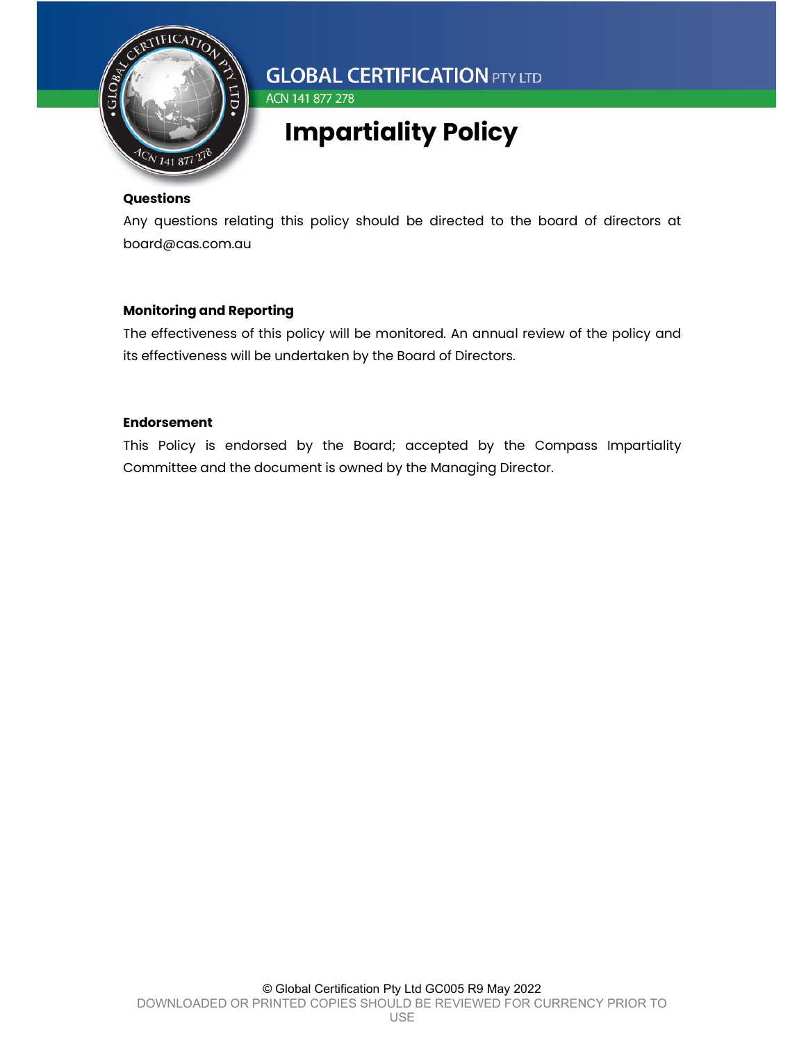### Questions

Any questions relating this policy should be directed to the board of directors at board@cas.com.au

### Monitoring and Reporting

The effectiveness of this policy will be monitored. An annual review of the policy and its effectiveness will be undertaken by the Board of Directors.

### Endorsement

This Policy is endorsed by the Board; accepted by the Compass Impartiality Committee and the document is owned by the Managing Director.